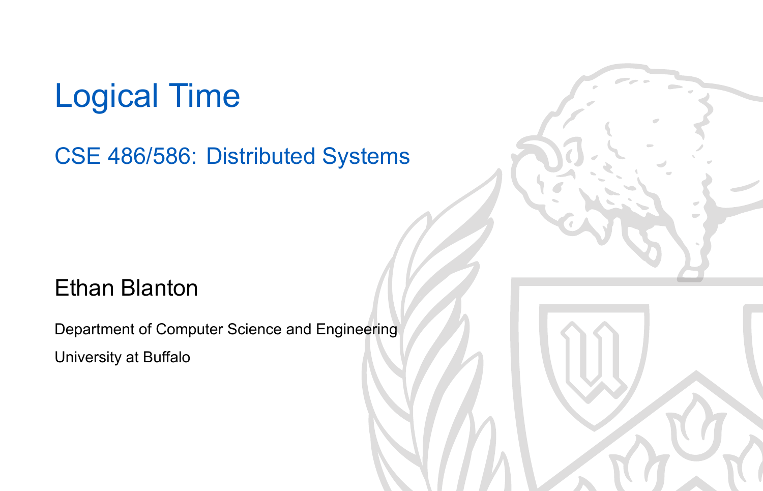# Logical Time

## CSE 486/586: Distributed Systems

Ethan Blanton

Department of Computer Science and Engineering

University at Buffalo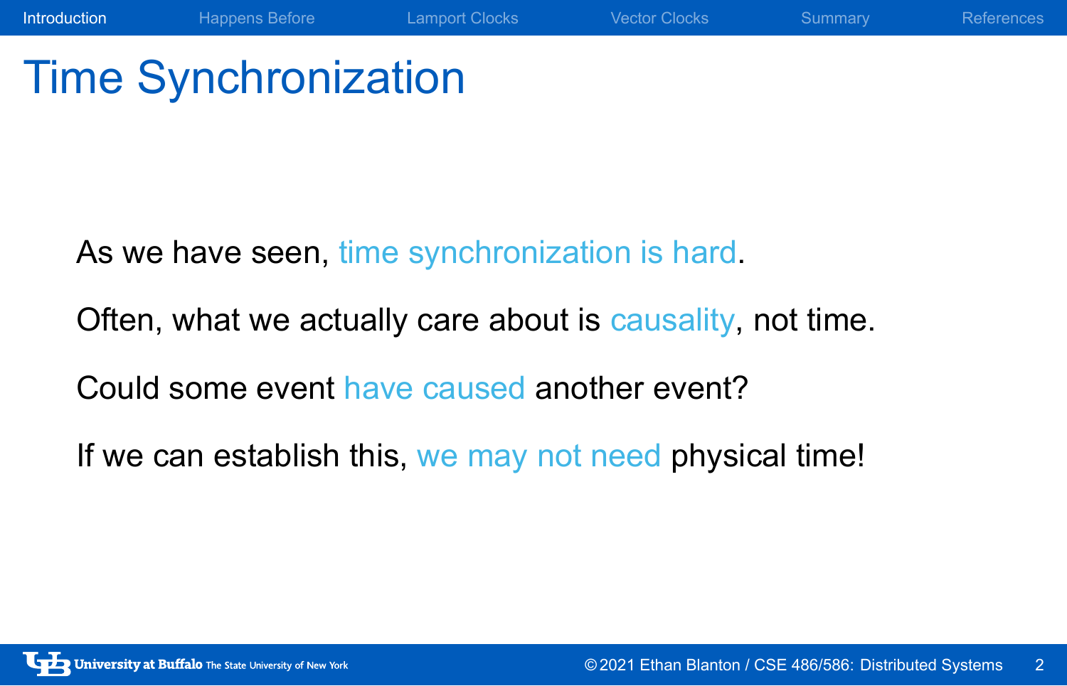# Time Synchronization

As we have seen, time synchronization is hard.

Often, what we actually care about is causality, not time.

Could some event have caused another event?

If we can establish this, we may not need physical time!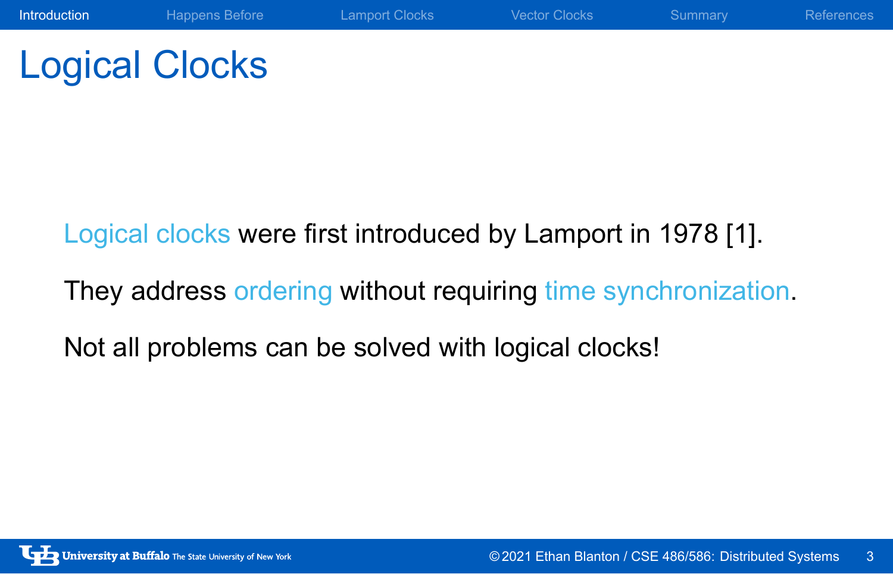# Logical Clocks

Logical clocks were first introduced by Lamport in 1978 [1].

They address ordering without requiring time synchronization.

Not all problems can be solved with logical clocks!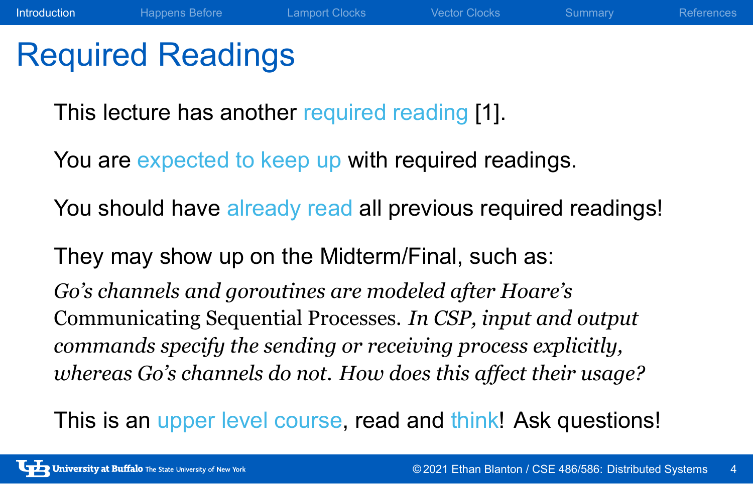# Required Readings

This lecture has another required reading [1].

You are expected to keep up with required readings.

You should have already read all previous required readings!

They may show up on the Midterm/Final, such as:

*Go's channels and goroutines are modeled after Hoare's* Communicating Sequential Processes. *In CSP, input and output commands specify the sending or receiving process explicitly, whereas Go's channels do not. How does this affect their usage?*

This is an upper level course, read and think! Ask questions!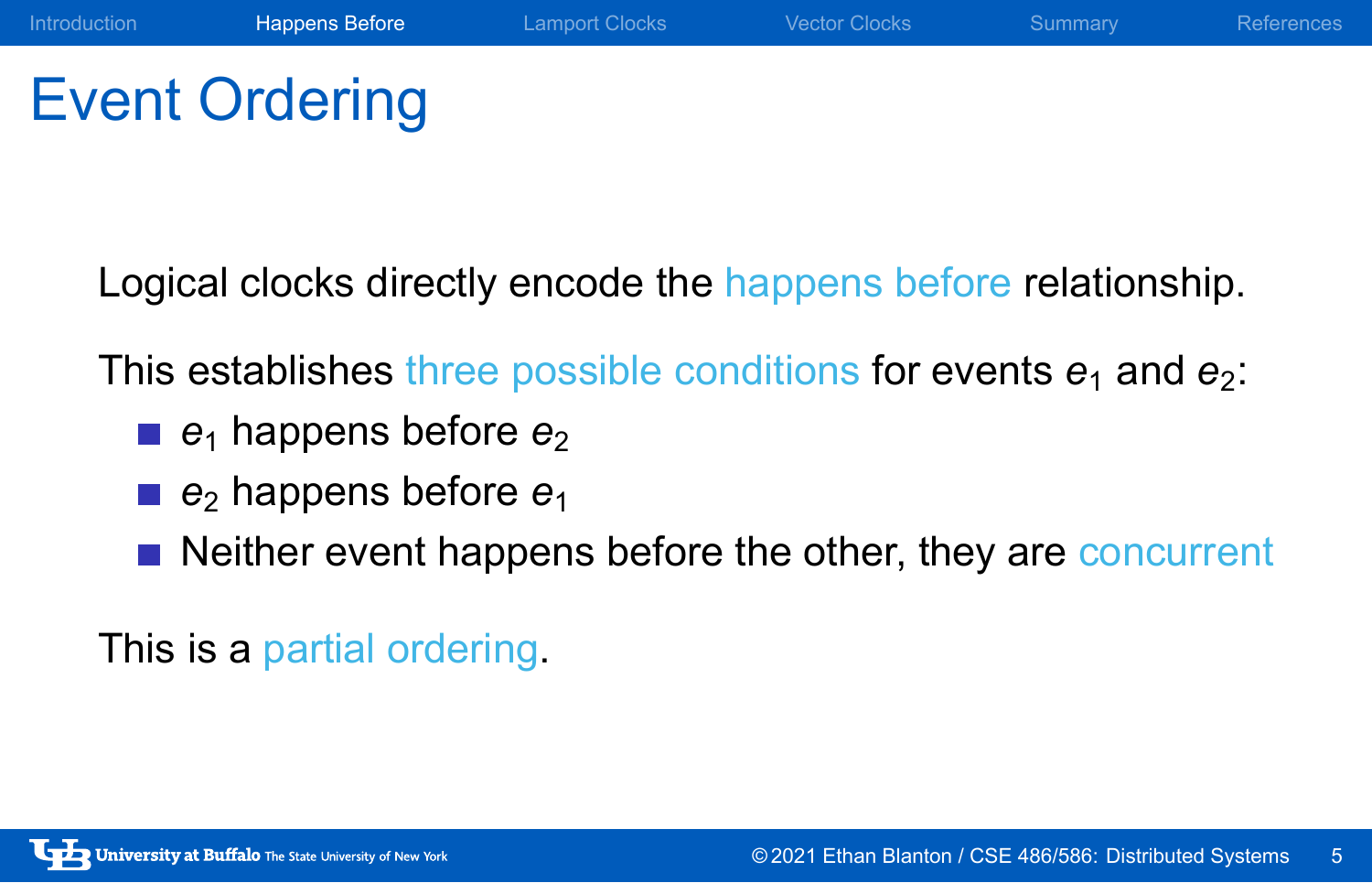# Event Ordering

Logical clocks directly encode the happens before relationship.

This establishes three possible conditions for events $e_1$ and $e_2$:

- $e_1$ happens before $e_2$
- $e_2$ happens before $e_1$
- Neither event happens before the other, they are concurrent

This is a partial ordering.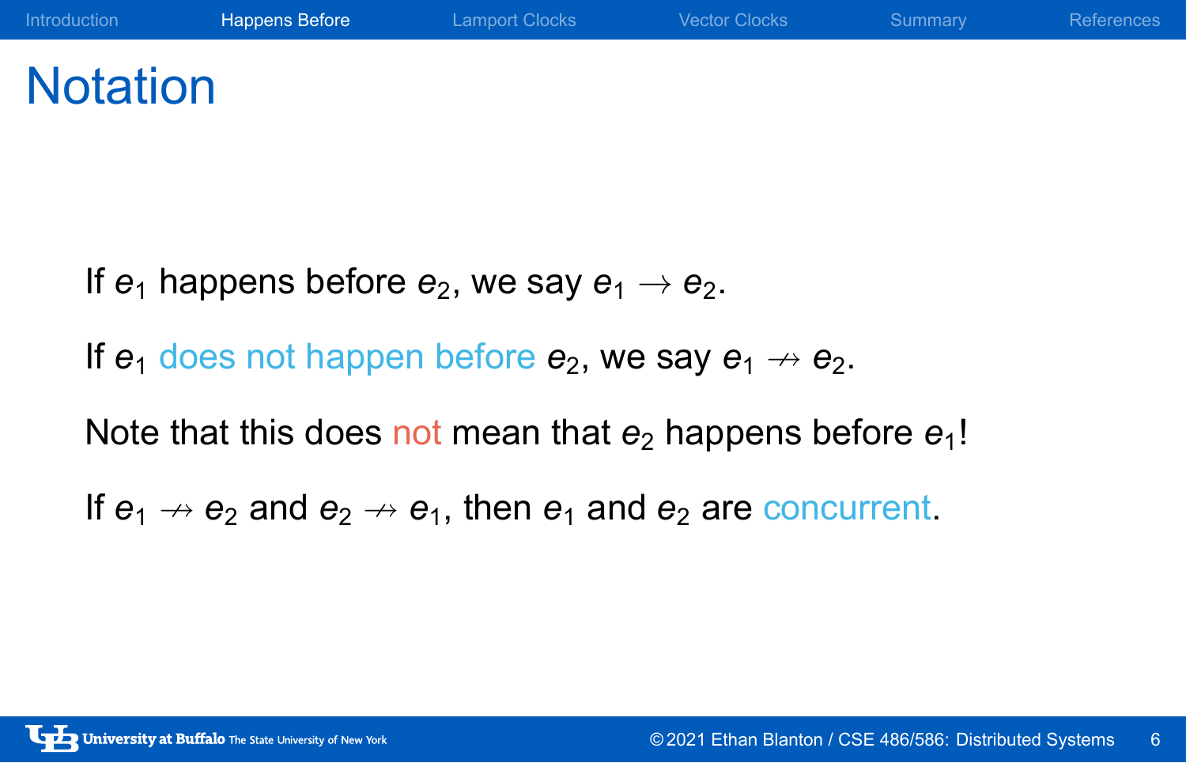# Notation

If $e_1$ happens before $e_2$, we say $e_1 \rightarrow e_2$.

If $e_1$ does not happen before $e_2$, we say $e_1 \nrightarrow e_2$.

Note that this does not mean that $e_2$ happens before $e_1$!

If $e_1 \nrightarrow e_2$ and $e_2 \nrightarrow e_1$, then $e_1$ and $e_2$ are concurrent.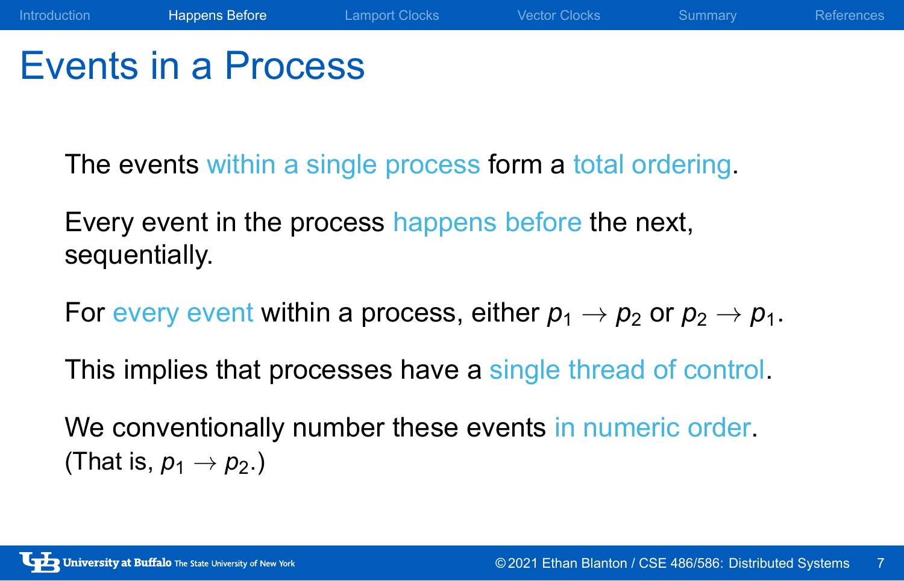# Events in a Process

The events within a single process form a total ordering.

Every event in the process happens before the next, sequentially.

For every event within a process, either $p_1 \rightarrow p_2$ or $p_2 \rightarrow p_1$.

This implies that processes have a single thread of control.

We conventionally number these events in numeric order. (That is, $p_1 \rightarrow p_2$.)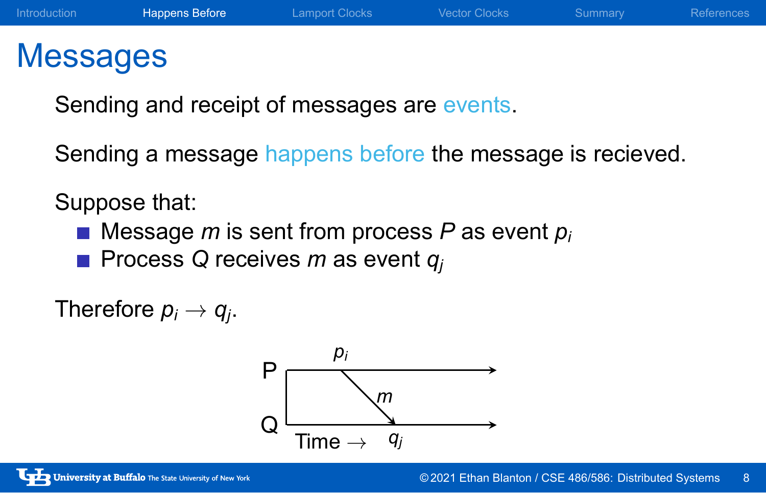# Messages

Sending and receipt of messages are events.

Sending a message happens before the message is recieved.

Suppose that:

- Message $m$ is sent from process $P$ as event $p_i$
- Process $Q$ receives $m$ as event $q_j$

Therefore $p_i \to q_j$.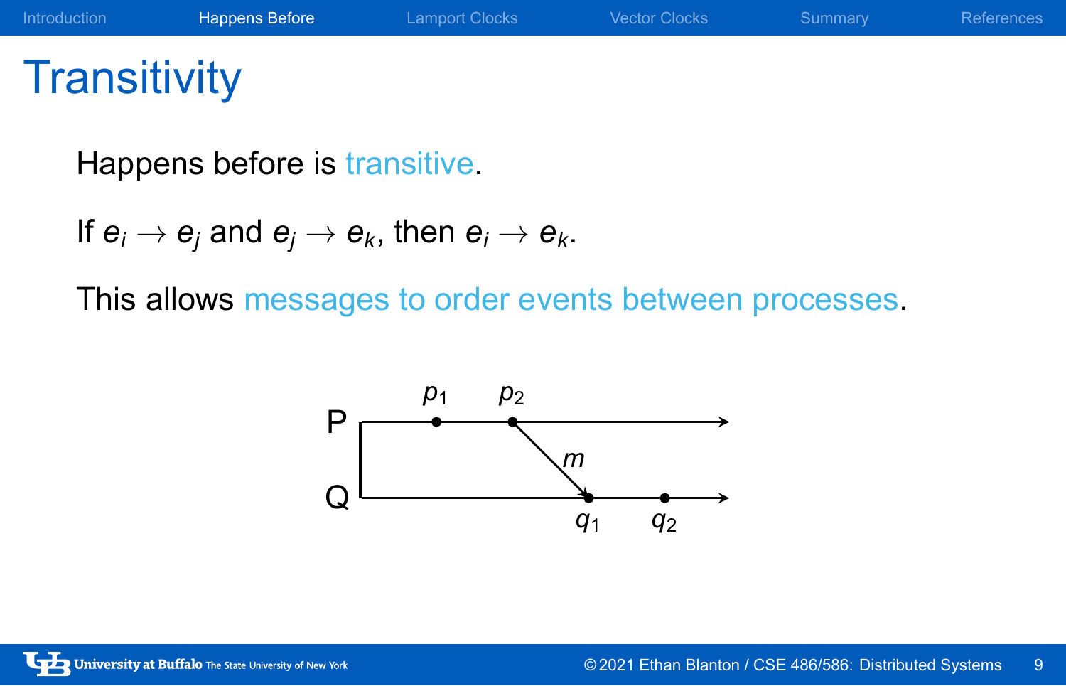# Transitivity

Happens before is transitive.

If $e_i \rightarrow e_j$ and $e_j \rightarrow e_k$, then $e_i \rightarrow e_k$.

This allows messages to order events between processes.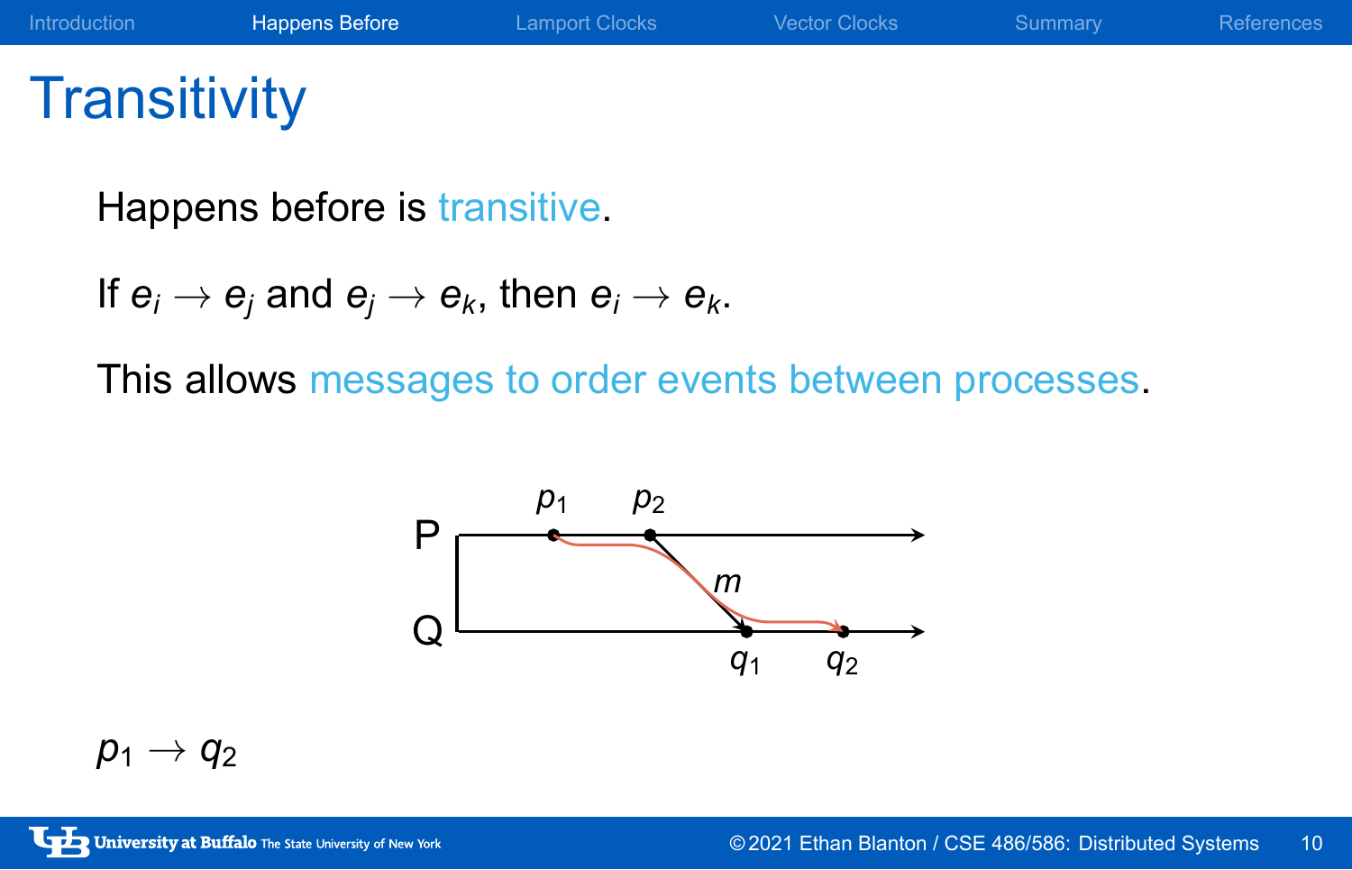# Transitivity

Happens before is transitive.

If $e_i \rightarrow e_j$ and $e_j \rightarrow e_k$, then $e_i \rightarrow e_k$.

This allows messages to order events between processes.

$p_1 \rightarrow q_2$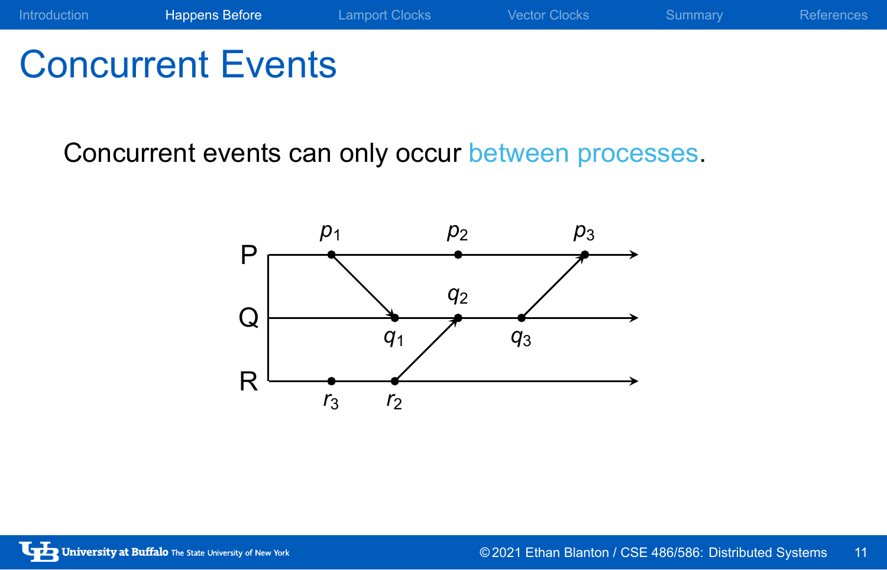# Concurrent Events

Concurrent events can only occur between processes.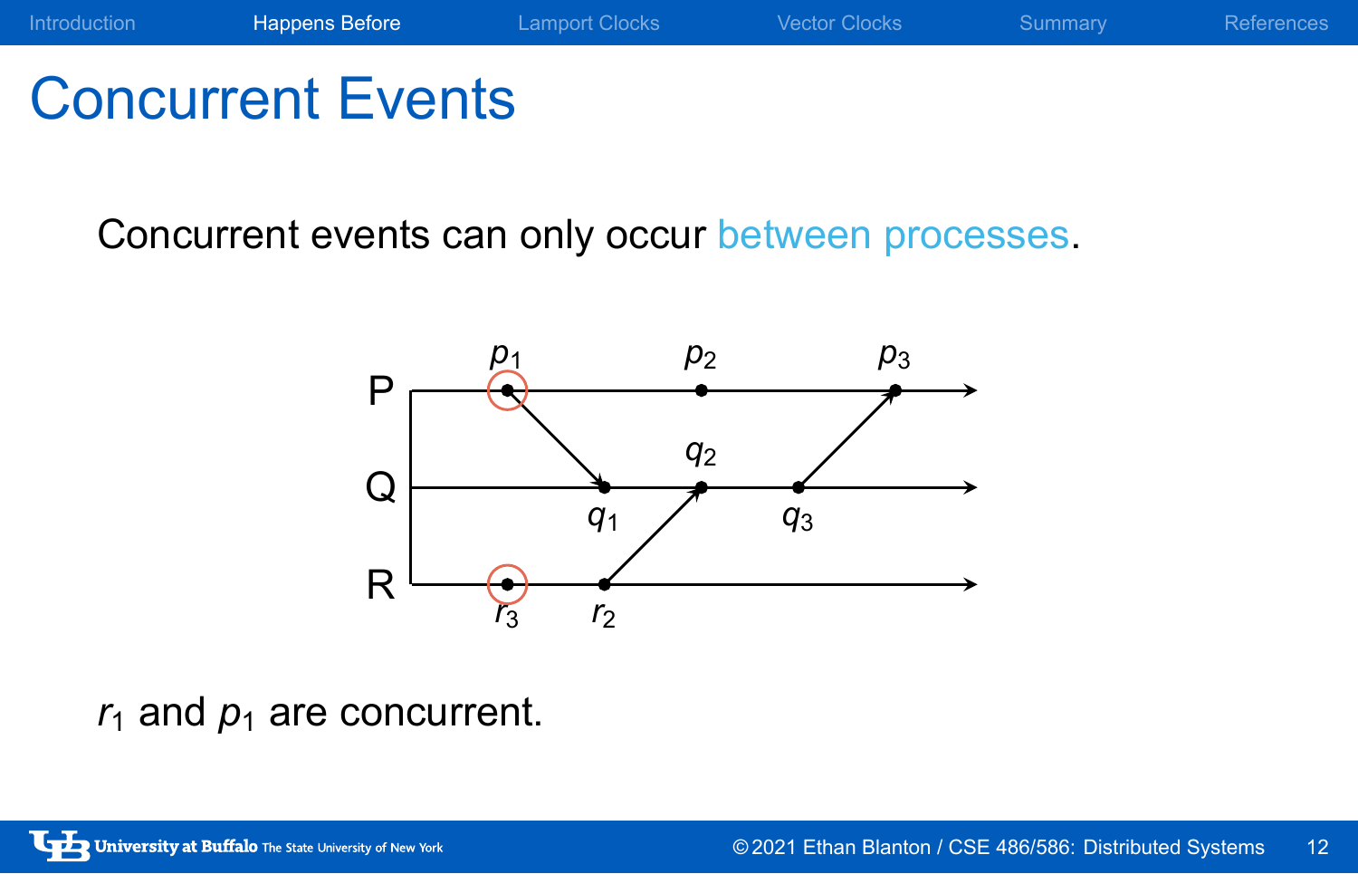# Concurrent Events

Concurrent events can only occur between processes.

$r_1$ and $p_1$ are concurrent.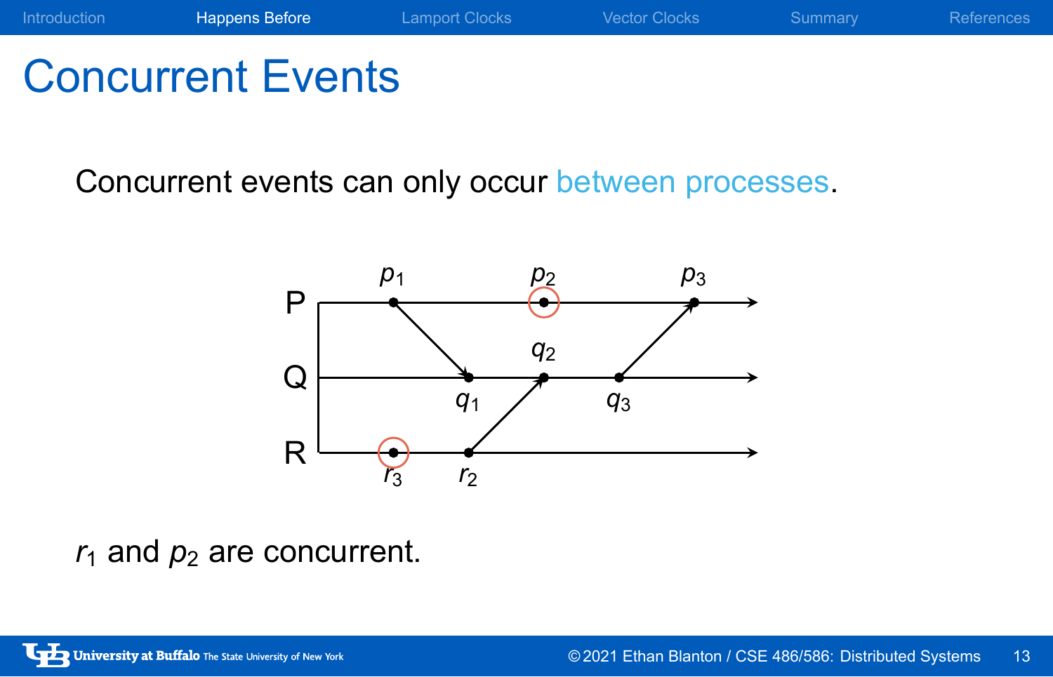# Concurrent Events

Concurrent events can only occur between processes.

$r_1$ and $p_2$ are concurrent.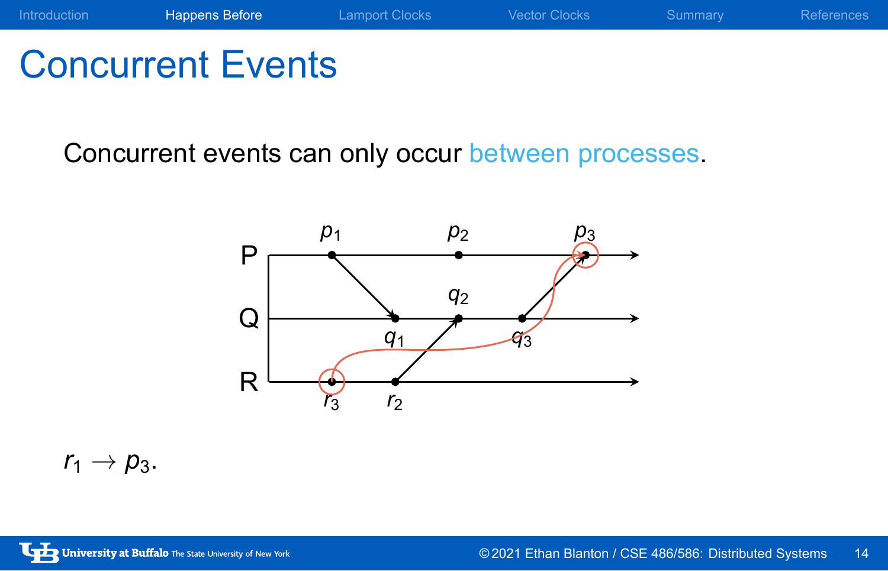# Concurrent Events

Concurrent events can only occur between processes.

$r_1 \rightarrow p_3$.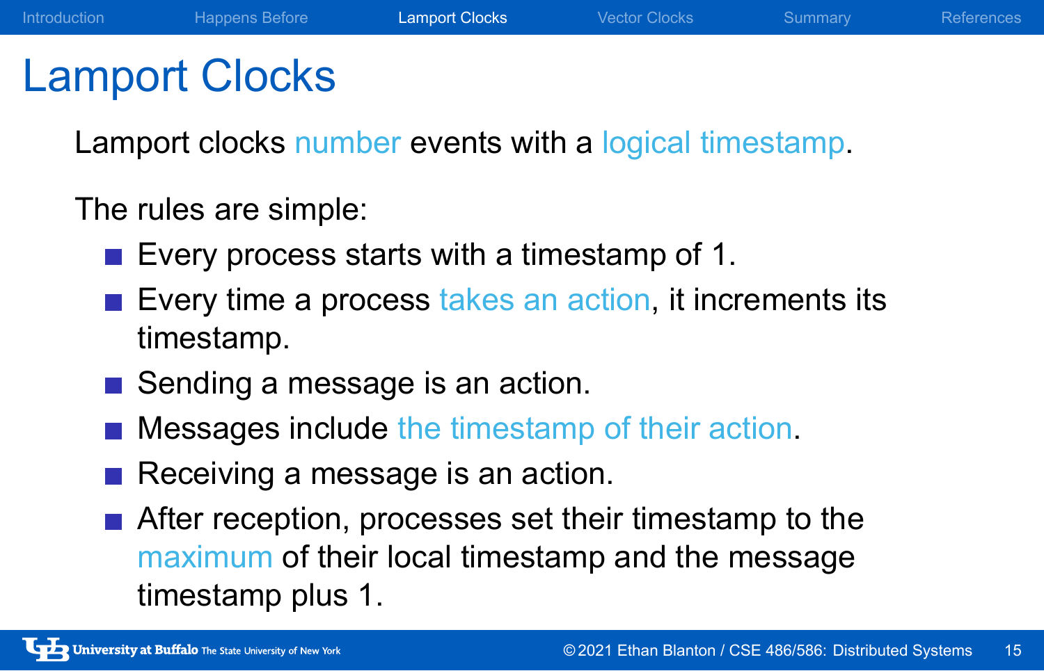# Lamport Clocks

Lamport clocks number events with a logical timestamp.

The rules are simple:

- Every process starts with a timestamp of 1.
- Every time a process takes an action, it increments its timestamp.
- Sending a message is an action.
- Messages include the timestamp of their action.
- Receiving a message is an action.
- After reception, processes set their timestamp to the maximum of their local timestamp and the message timestamp plus 1.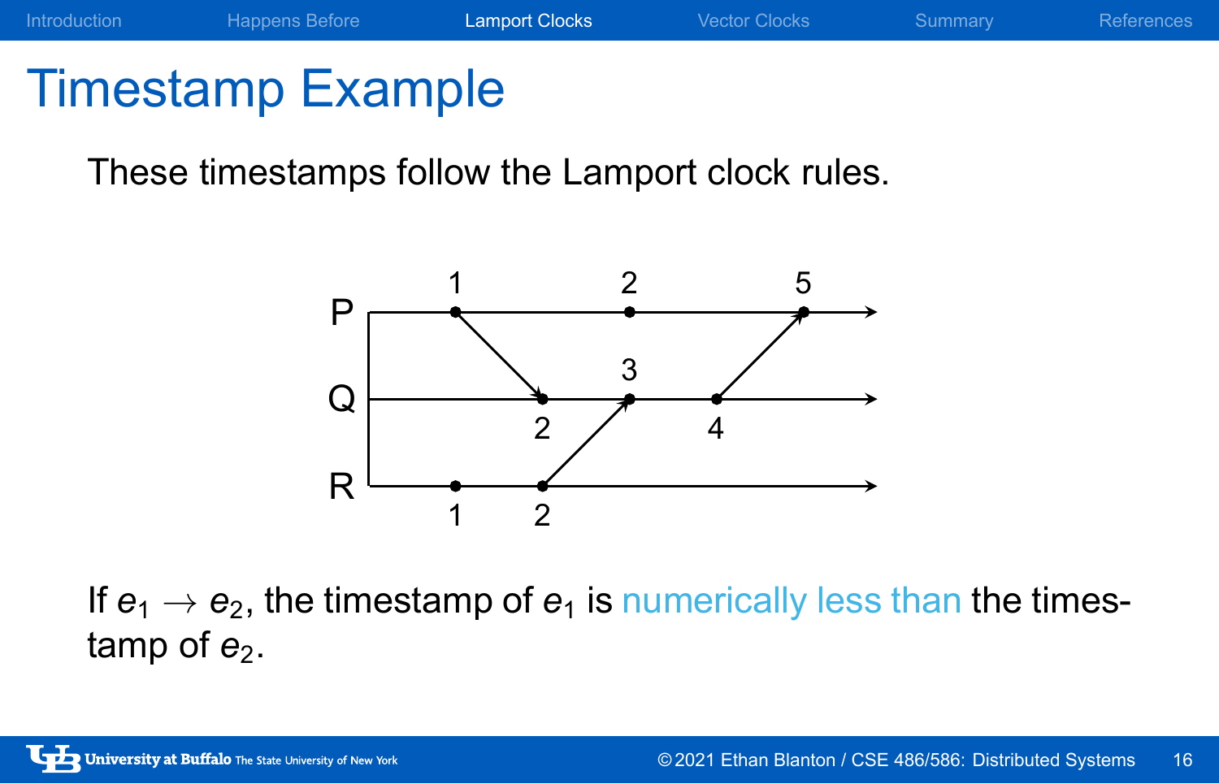# Timestamp Example

These timestamps follow the Lamport clock rules.

If $e_1 \rightarrow e_2$, the timestamp of $e_1$ is numerically less than the timestamp of $e_2$.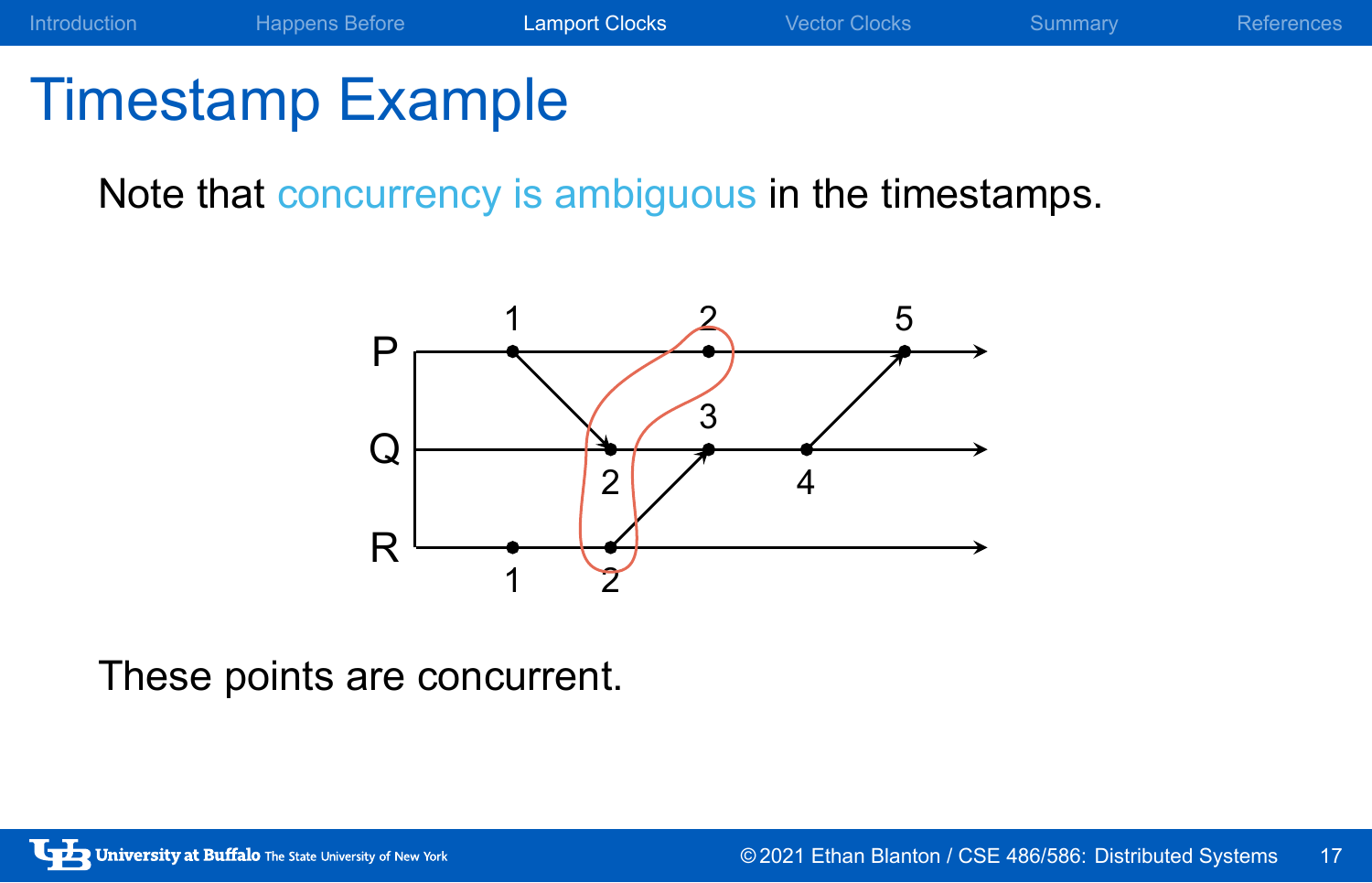# Timestamp Example

Note that concurrency is ambiguous in the timestamps.

These points are concurrent.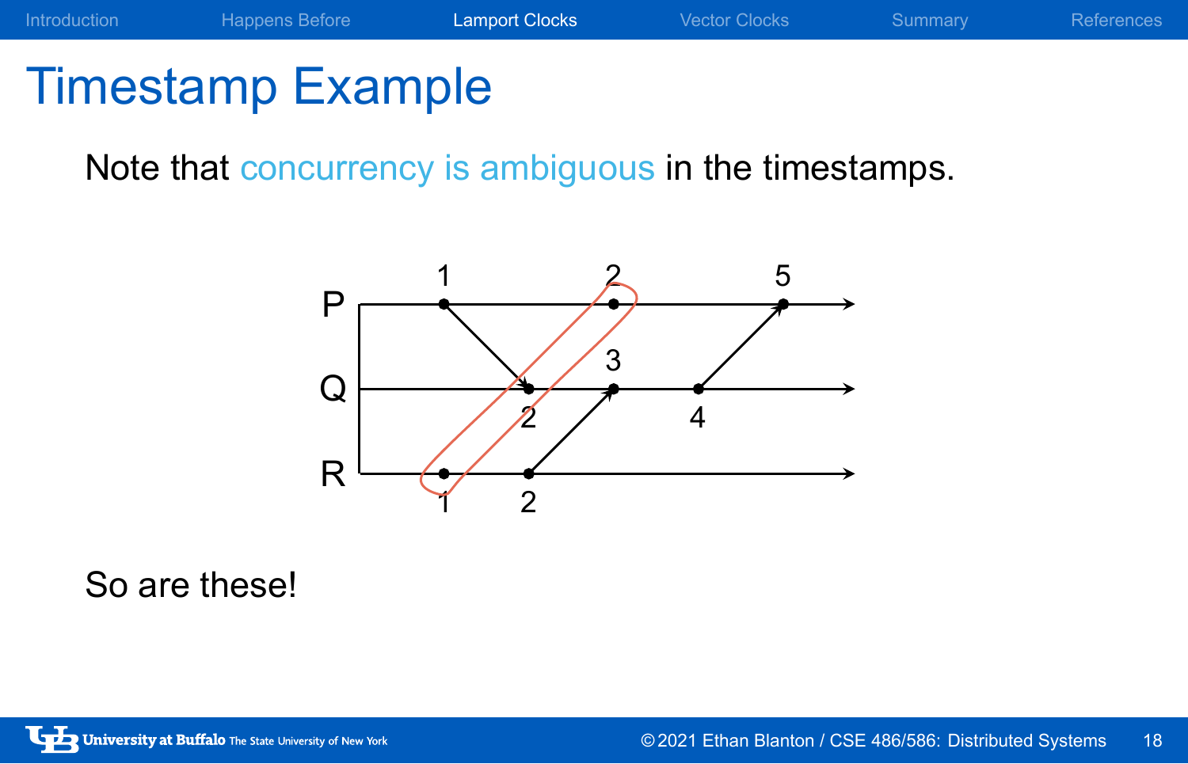# Timestamp Example

Note that concurrency is ambiguous in the timestamps.

So are these!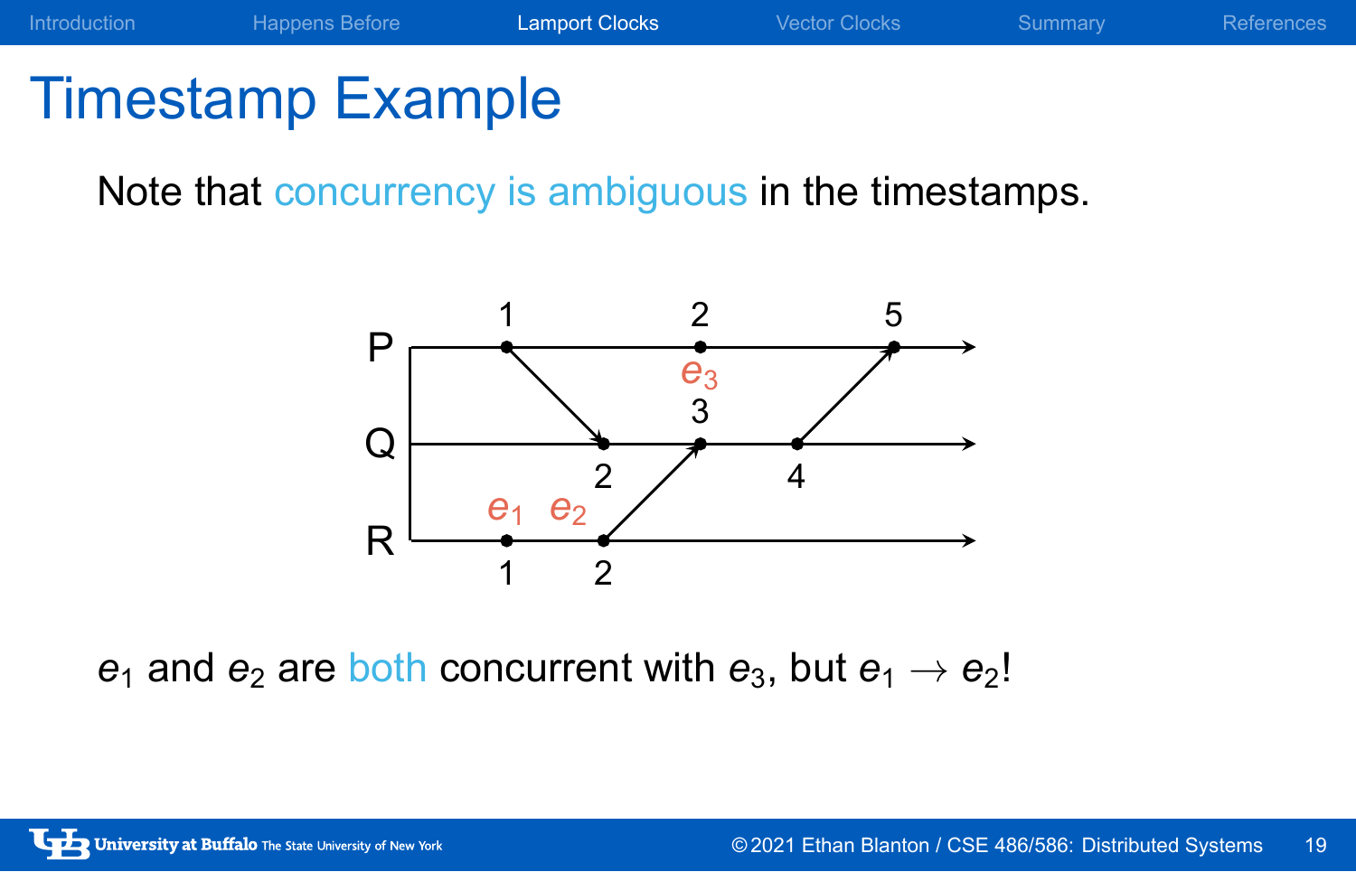# Timestamp Example

Note that concurrency is ambiguous in the timestamps.

$e_1$ and $e_2$ are both concurrent with $e_3$, but $e_1 \rightarrow e_2$!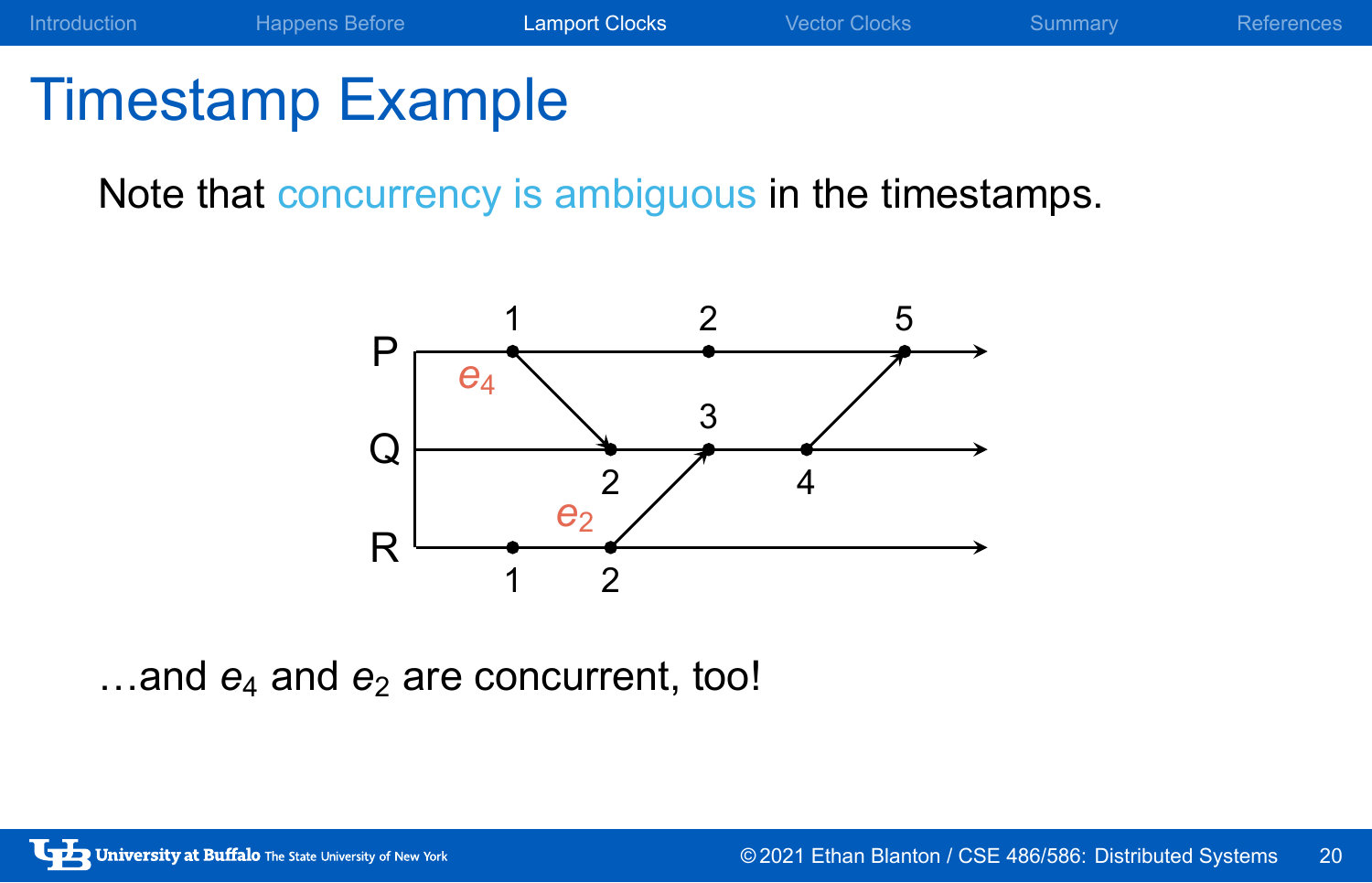# Timestamp Example

Note that concurrency is ambiguous in the timestamps.

…and $e_4$ and $e_2$ are concurrent, too!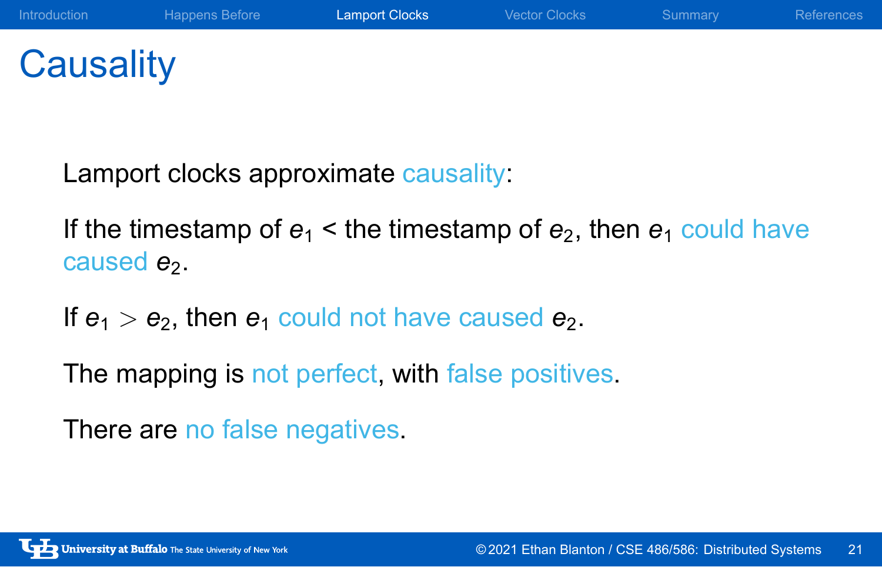# Causality

Lamport clocks approximate causality:

If the timestamp of $e_1$ < the timestamp of $e_2$, then $e_1$ could have caused $e_2$.

If $e_1 > e_2$, then $e_1$ could not have caused $e_2$.

The mapping is not perfect, with false positives.

There are no false negatives.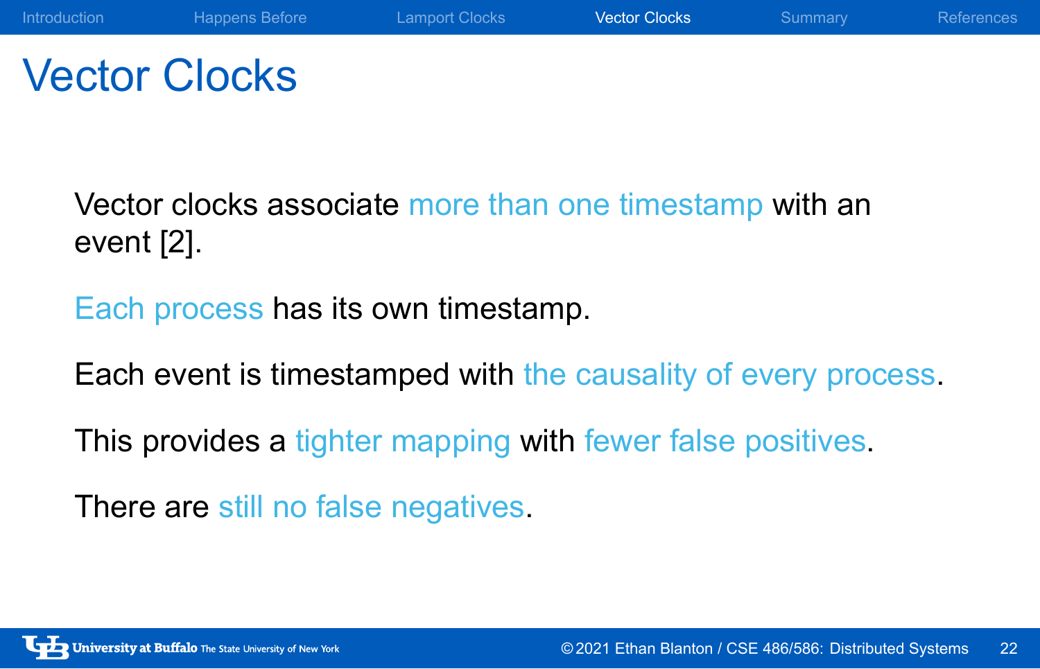# Vector Clocks

Vector clocks associate more than one timestamp with an event [2].

Each process has its own timestamp.

Each event is timestamped with the causality of every process.

This provides a tighter mapping with fewer false positives.

There are still no false negatives.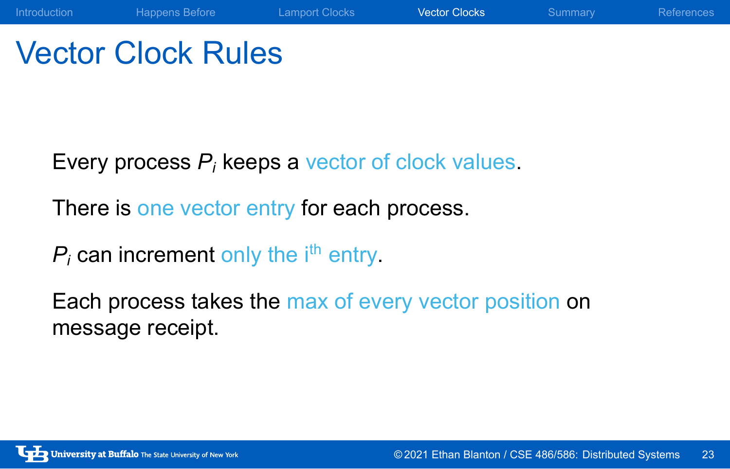# Vector Clock Rules

Every process $P_i$ keeps a vector of clock values.

There is one vector entry for each process.

$P_i$ can increment only the $i^{th}$ entry.

Each process takes the max of every vector position on message receipt.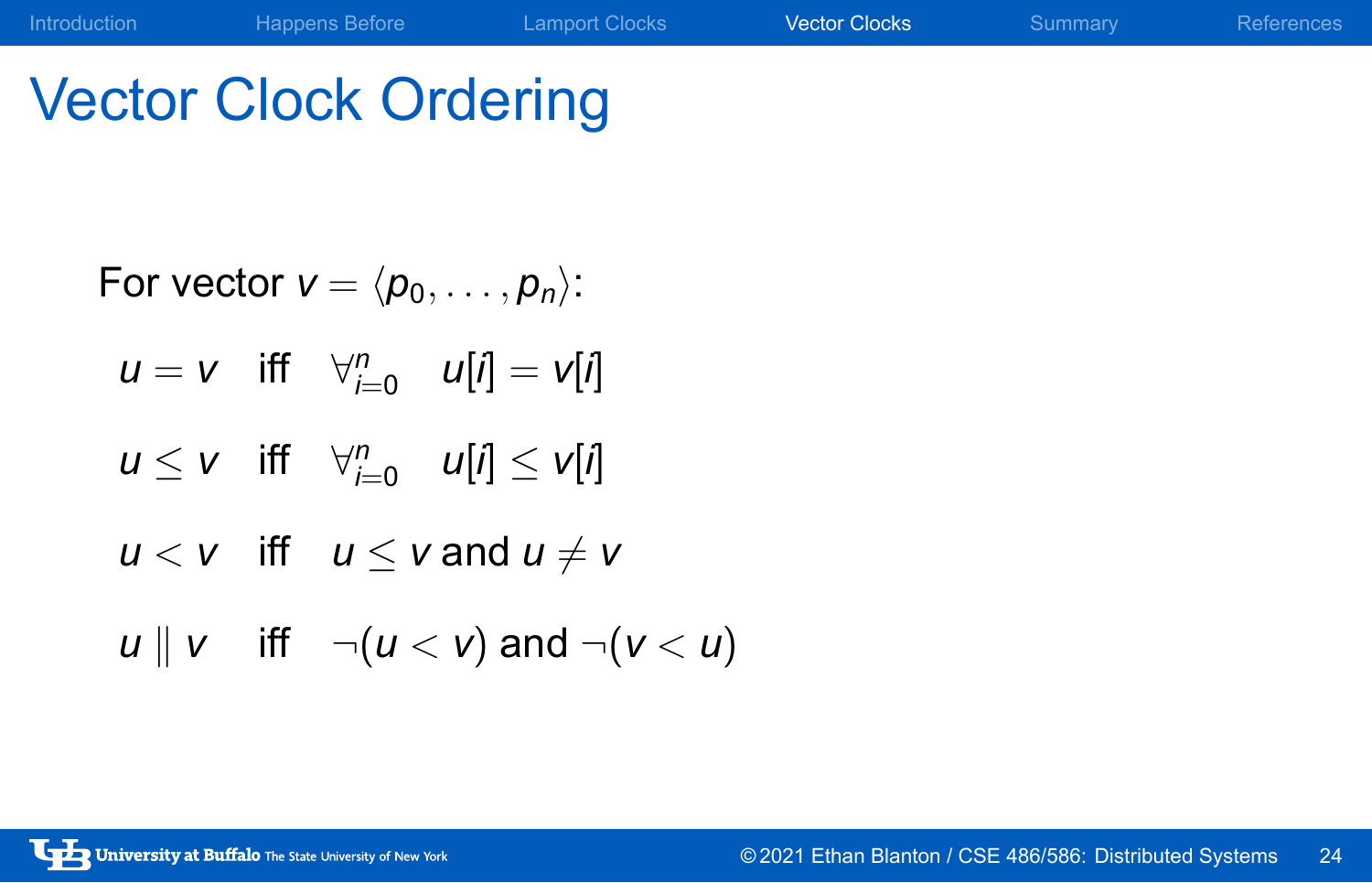# Vector Clock Ordering

For vector $v = \langle p_0, \ldots, p_n \rangle$:

$$u = v \quad \text{iff} \quad \forall_{i=0}^{n} \quad u[i] = v[i]$$

$$u \leq v \quad \text{iff} \quad \forall_{i=0}^{n} \quad u[i] \leq v[i]$$

$$u < v \quad \text{iff} \quad u \leq v \text{ and } u \neq v$$

$$u \parallel v \quad \text{iff} \quad \neg(u < v) \text{ and } \neg(v < u)$$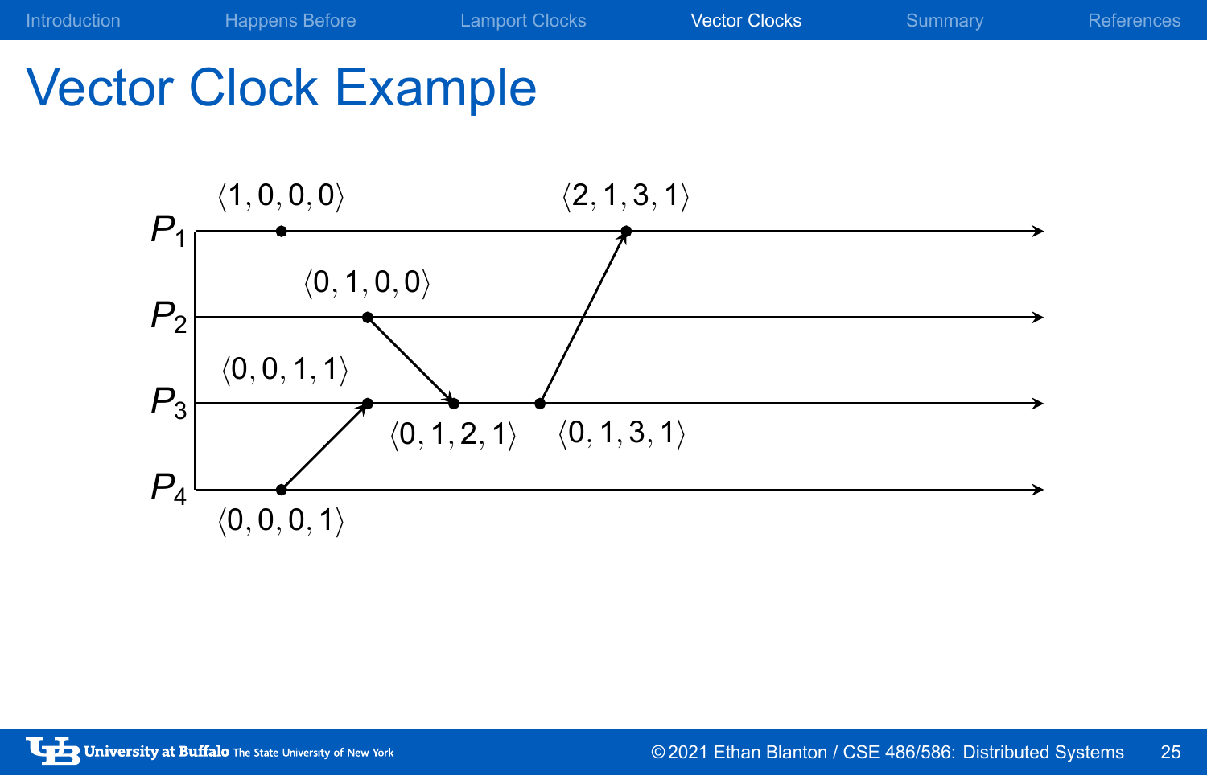# Vector Clock Example

$P_1$: $\langle 1, 0, 0, 0 \rangle$, $\langle 2, 1, 3, 1 \rangle$

$P_2$: $\langle 0, 1, 0, 0 \rangle$

$P_3$: $\langle 0, 0, 1, 1 \rangle$, $\langle 0, 1, 2, 1 \rangle$, $\langle 0, 1, 3, 1 \rangle$

$P_4$: $\langle 0, 0, 0, 1 \rangle$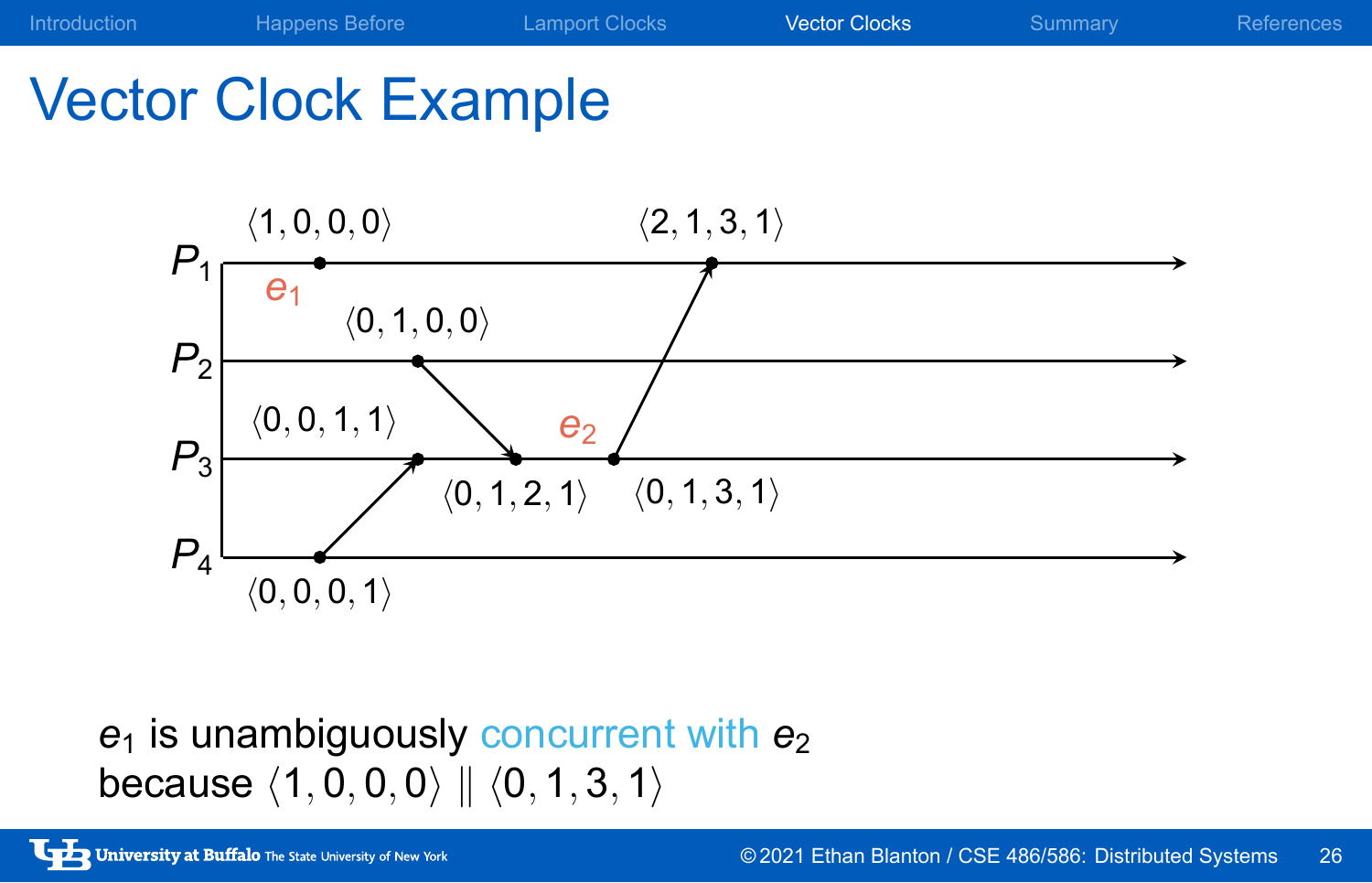# Vector Clock Example

$P_1$, $P_2$, $P_3$, $P_4$

$\langle 1, 0, 0, 0 \rangle$ $e_1$ $\langle 2, 1, 3, 1 \rangle$

$\langle 0, 1, 0, 0 \rangle$

$\langle 0, 0, 1, 1 \rangle$ $e_2$

$\langle 0, 1, 2, 1 \rangle$ $\langle 0, 1, 3, 1 \rangle$

$\langle 0, 0, 0, 1 \rangle$

$e_1$ is unambiguously concurrent with $e_2$ because $\langle 1, 0, 0, 0 \rangle \parallel \langle 0, 1, 3, 1 \rangle$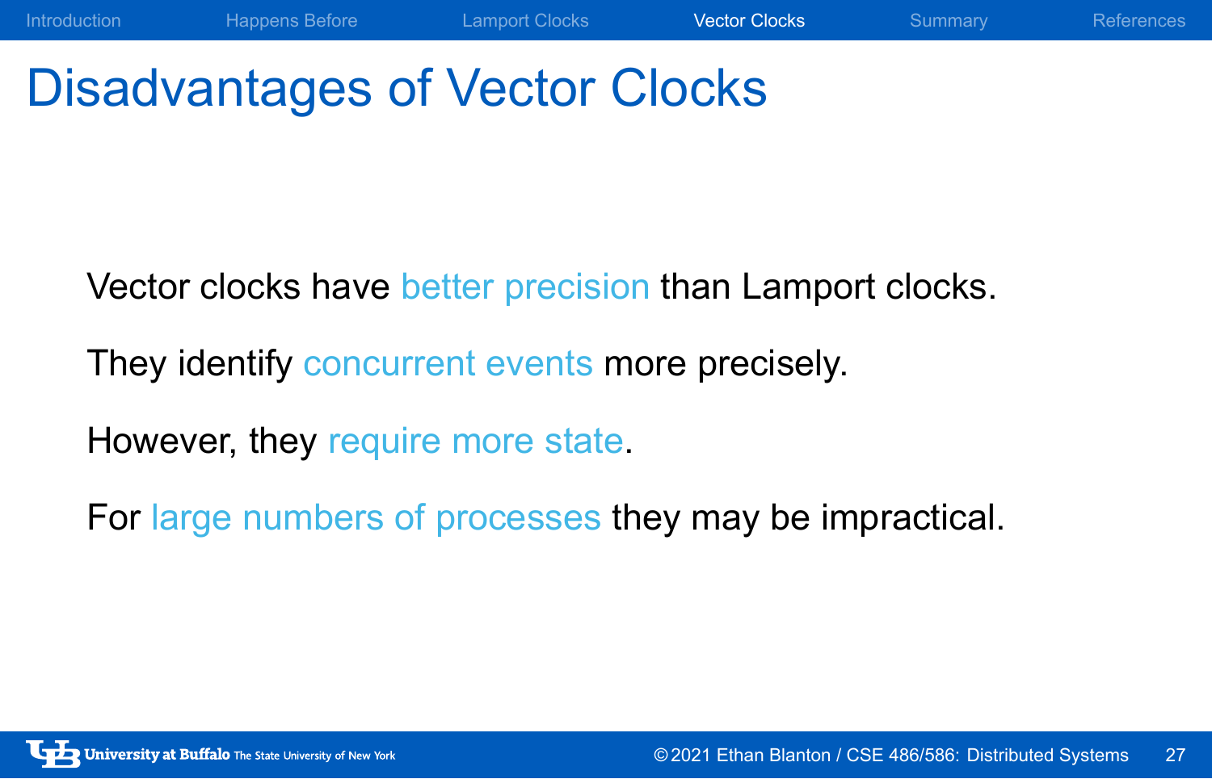# Disadvantages of Vector Clocks

Vector clocks have better precision than Lamport clocks.

They identify concurrent events more precisely.

However, they require more state.

For large numbers of processes they may be impractical.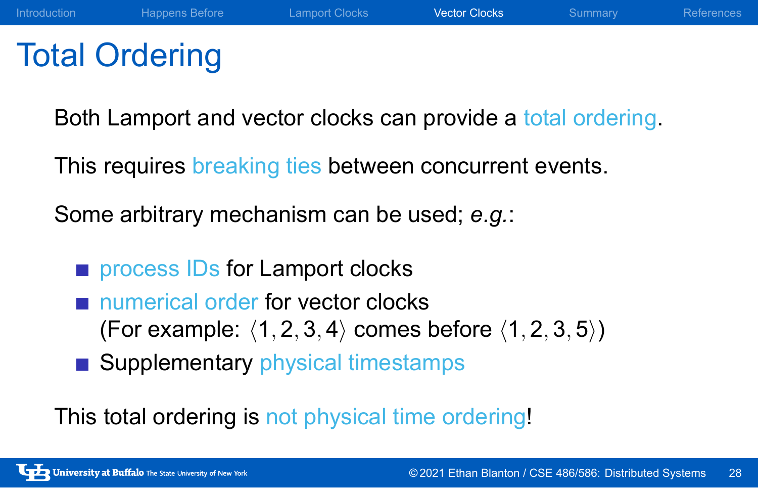# Total Ordering

Both Lamport and vector clocks can provide a total ordering.

This requires breaking ties between concurrent events.

Some arbitrary mechanism can be used; *e.g.*:

- process IDs for Lamport clocks
- numerical order for vector clocks
  (For example: $\langle 1, 2, 3, 4 \rangle$ comes before $\langle 1, 2, 3, 5 \rangle$)
- Supplementary physical timestamps

This total ordering is not physical time ordering!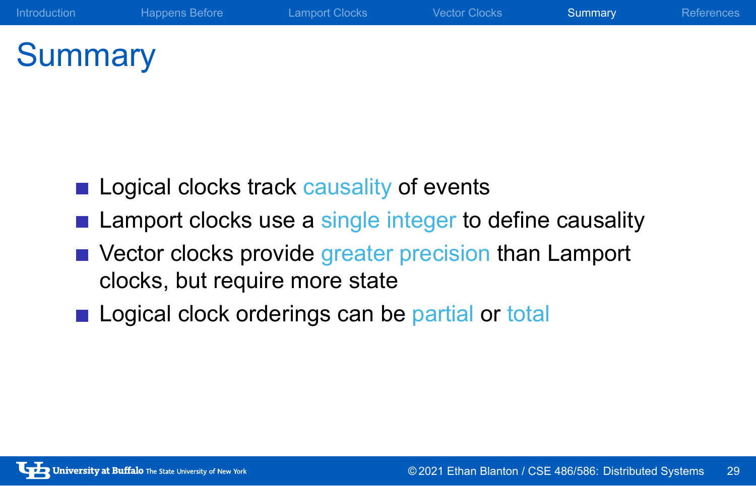# Summary

- Logical clocks track causality of events
- Lamport clocks use a single integer to define causality
- Vector clocks provide greater precision than Lamport clocks, but require more state
- Logical clock orderings can be partial or total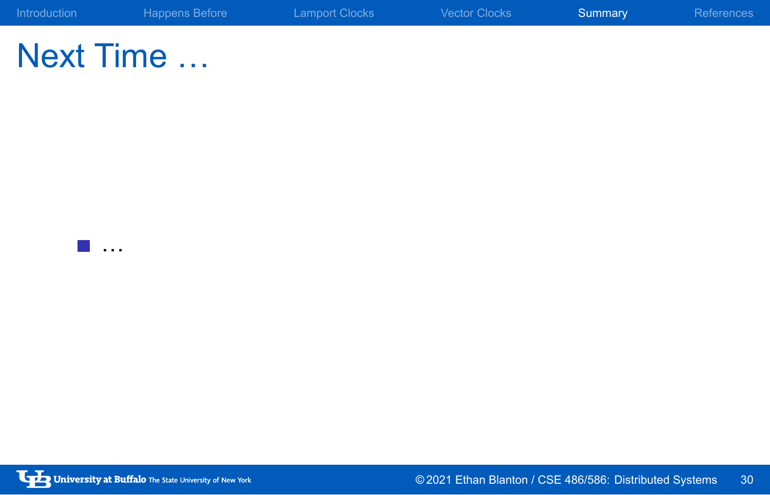# Next Time …

- …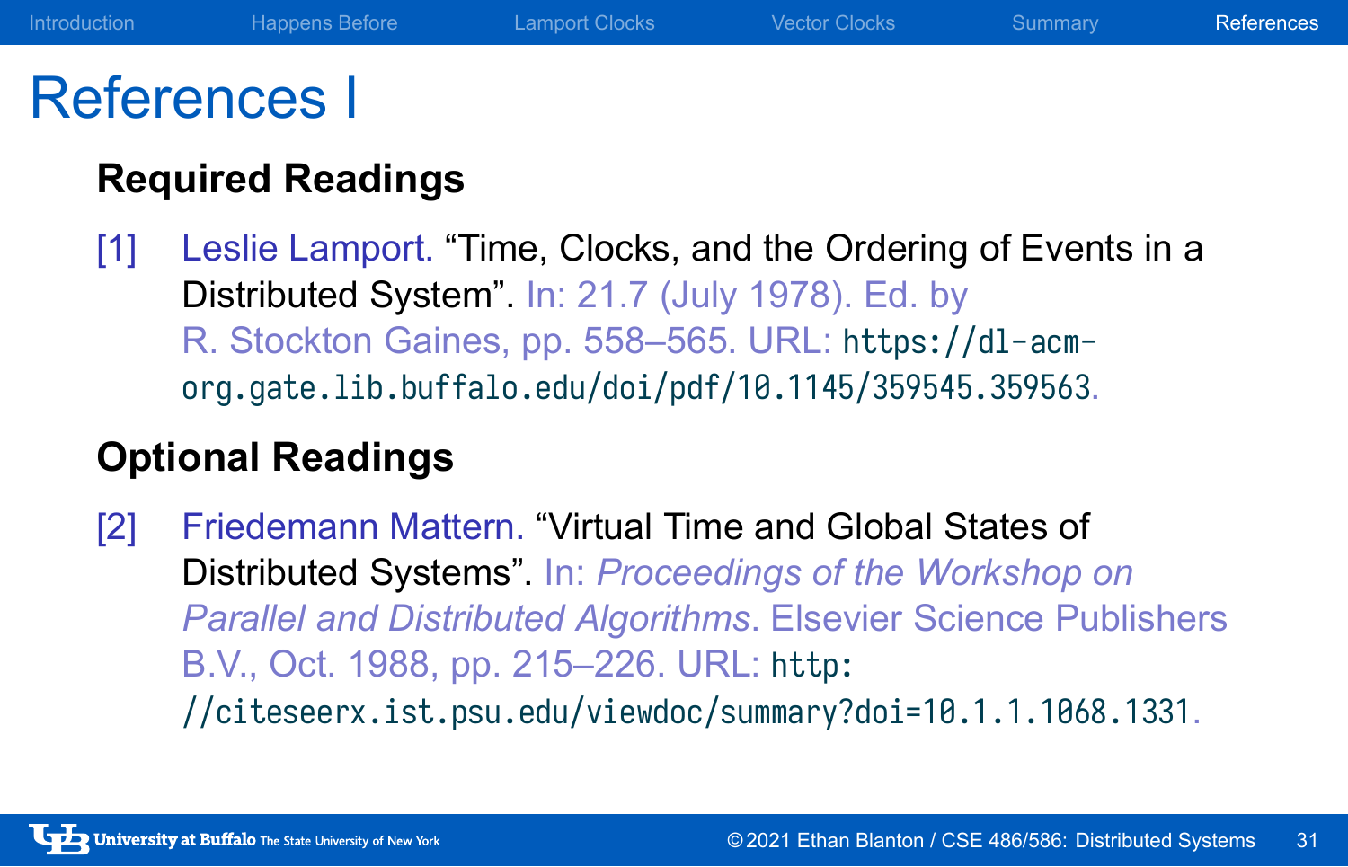# References I

## Required Readings

[1] Leslie Lamport. “Time, Clocks, and the Ordering of Events in a Distributed System”. In: 21.7 (July 1978). Ed. by R. Stockton Gaines, pp. 558–565. URL: `https://dl-acm-org.gate.lib.buffalo.edu/doi/pdf/10.1145/359545.359563`.

## Optional Readings

[2] Friedemann Mattern. “Virtual Time and Global States of Distributed Systems”. In: *Proceedings of the Workshop on Parallel and Distributed Algorithms*. Elsevier Science Publishers B.V., Oct. 1988, pp. 215–226. URL: `http://citeseerx.ist.psu.edu/viewdoc/summary?doi=10.1.1.1068.1331`.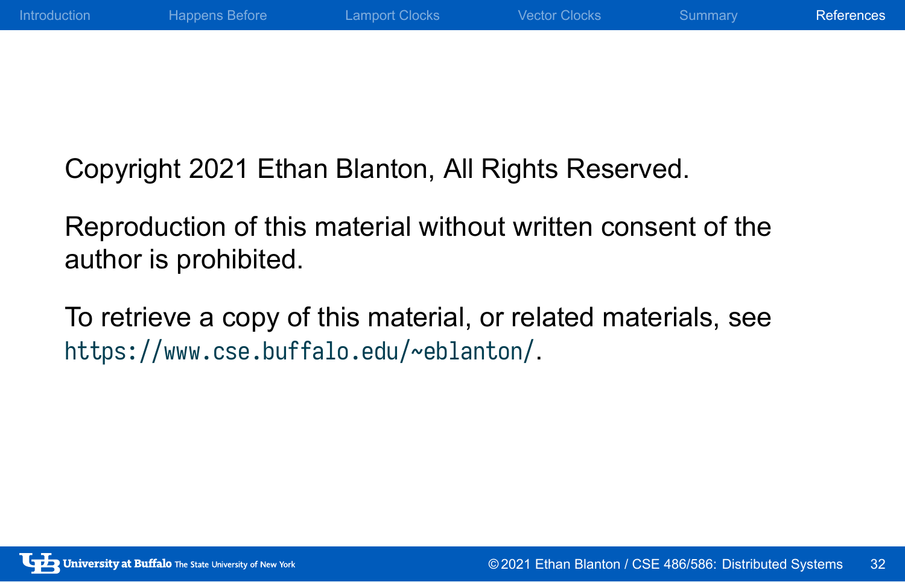Copyright 2021 Ethan Blanton, All Rights Reserved.

Reproduction of this material without written consent of the author is prohibited.

To retrieve a copy of this material, or related materials, see https://www.cse.buffalo.edu/~eblanton/.